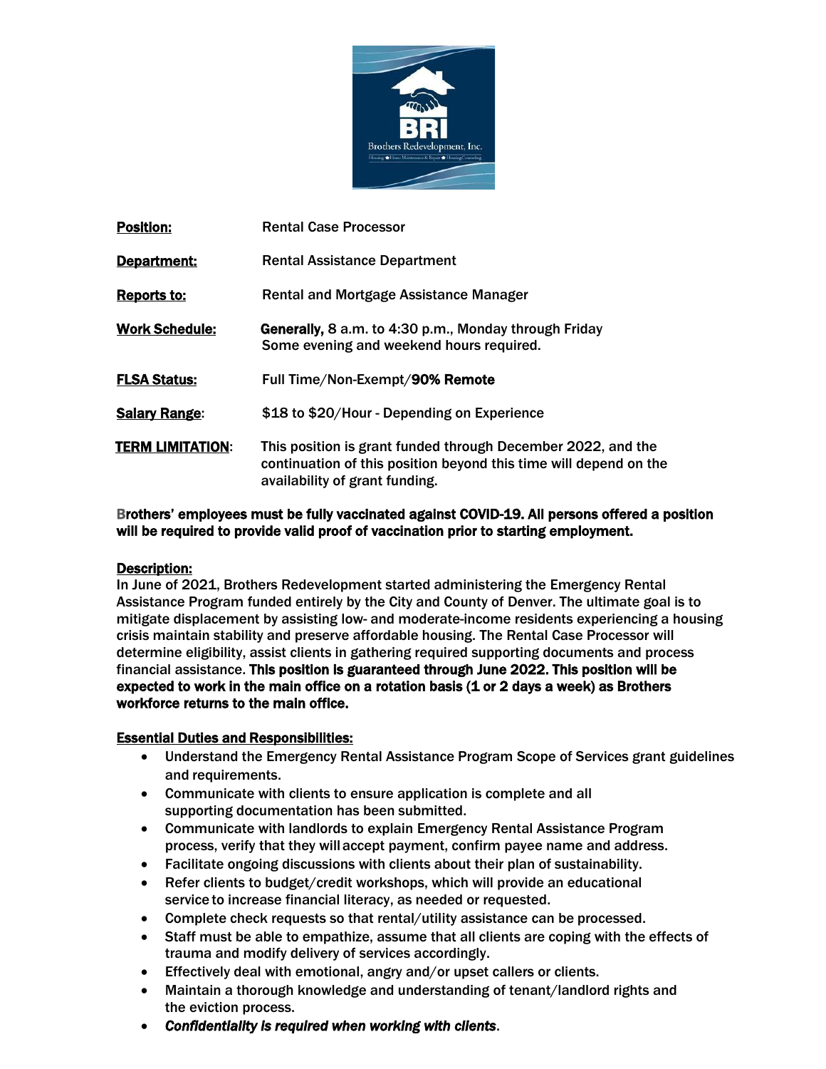| | |
|---|---|
| **Position:** | Rental Case Processor |
| **Department:** | Rental Assistance Department |
| **Reports to:** | Rental and Mortgage Assistance Manager |
| **Work Schedule:** | **Generally,** 8 a.m. to 4:30 p.m., Monday through Friday<br>Some evening and weekend hours required. |
| **FLSA Status:** | Full Time/Non-Exempt/**90% Remote** |
| **Salary Range:** | $18 to $20/Hour - Depending on Experience |
| **TERM LIMITATION:** | This position is grant funded through December 2022, and the continuation of this position beyond this time will depend on the availability of grant funding. |

**Brothers' employees must be fully vaccinated against COVID-19. All persons offered a position will be required to provide valid proof of vaccination prior to starting employment.**

**Description:**

In June of 2021, Brothers Redevelopment started administering the Emergency Rental Assistance Program funded entirely by the City and County of Denver. The ultimate goal is to mitigate displacement by assisting low- and moderate-income residents experiencing a housing crisis maintain stability and preserve affordable housing. The Rental Case Processor will determine eligibility, assist clients in gathering required supporting documents and process financial assistance. **This position is guaranteed through June 2022. This position will be expected to work in the main office on a rotation basis (1 or 2 days a week) as Brothers workforce returns to the main office.**

**Essential Duties and Responsibilities:**

- Understand the Emergency Rental Assistance Program Scope of Services grant guidelines and requirements.
- Communicate with clients to ensure application is complete and all supporting documentation has been submitted.
- Communicate with landlords to explain Emergency Rental Assistance Program process, verify that they will accept payment, confirm payee name and address.
- Facilitate ongoing discussions with clients about their plan of sustainability.
- Refer clients to budget/credit workshops, which will provide an educational service to increase financial literacy, as needed or requested.
- Complete check requests so that rental/utility assistance can be processed.
- Staff must be able to empathize, assume that all clients are coping with the effects of trauma and modify delivery of services accordingly.
- Effectively deal with emotional, angry and/or upset callers or clients.
- Maintain a thorough knowledge and understanding of tenant/landlord rights and the eviction process.
- ***Confidentiality is required when working with clients***.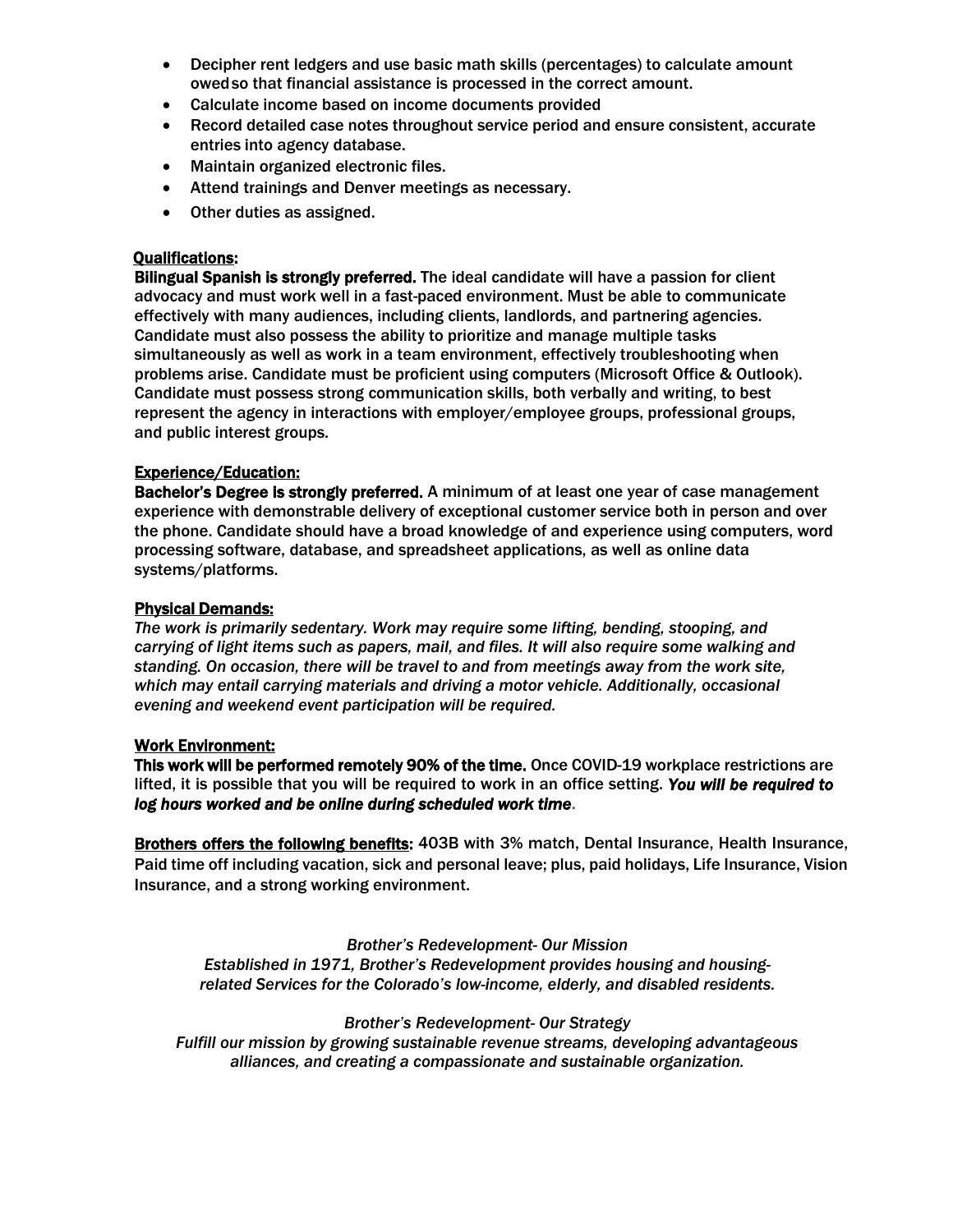- Decipher rent ledgers and use basic math skills (percentages) to calculate amount owed so that financial assistance is processed in the correct amount.
- Calculate income based on income documents provided
- Record detailed case notes throughout service period and ensure consistent, accurate entries into agency database.
- Maintain organized electronic files.
- Attend trainings and Denver meetings as necessary.
- Other duties as assigned.

**Qualifications:**

**Bilingual Spanish is strongly preferred.** The ideal candidate will have a passion for client advocacy and must work well in a fast-paced environment. Must be able to communicate effectively with many audiences, including clients, landlords, and partnering agencies. Candidate must also possess the ability to prioritize and manage multiple tasks simultaneously as well as work in a team environment, effectively troubleshooting when problems arise. Candidate must be proficient using computers (Microsoft Office & Outlook). Candidate must possess strong communication skills, both verbally and writing, to best represent the agency in interactions with employer/employee groups, professional groups, and public interest groups.

**Experience/Education:**

**Bachelor's Degree is strongly preferred.** A minimum of at least one year of case management experience with demonstrable delivery of exceptional customer service both in person and over the phone. Candidate should have a broad knowledge of and experience using computers, word processing software, database, and spreadsheet applications, as well as online data systems/platforms.

**Physical Demands:**

*The work is primarily sedentary. Work may require some lifting, bending, stooping, and carrying of light items such as papers, mail, and files. It will also require some walking and standing. On occasion, there will be travel to and from meetings away from the work site, which may entail carrying materials and driving a motor vehicle. Additionally, occasional evening and weekend event participation will be required.*

**Work Environment:**

**This work will be performed remotely 90% of the time.** Once COVID-19 workplace restrictions are lifted, it is possible that you will be required to work in an office setting. ***You will be required to log hours worked and be online during scheduled work time.***

**Brothers offers the following benefits:** 403B with 3% match, Dental Insurance, Health Insurance, Paid time off including vacation, sick and personal leave; plus, paid holidays, Life Insurance, Vision Insurance, and a strong working environment.

*Brother's Redevelopment- Our Mission*
*Established in 1971, Brother's Redevelopment provides housing and housing-related Services for the Colorado's low-income, elderly, and disabled residents.*

*Brother's Redevelopment- Our Strategy*
*Fulfill our mission by growing sustainable revenue streams, developing advantageous alliances, and creating a compassionate and sustainable organization.*